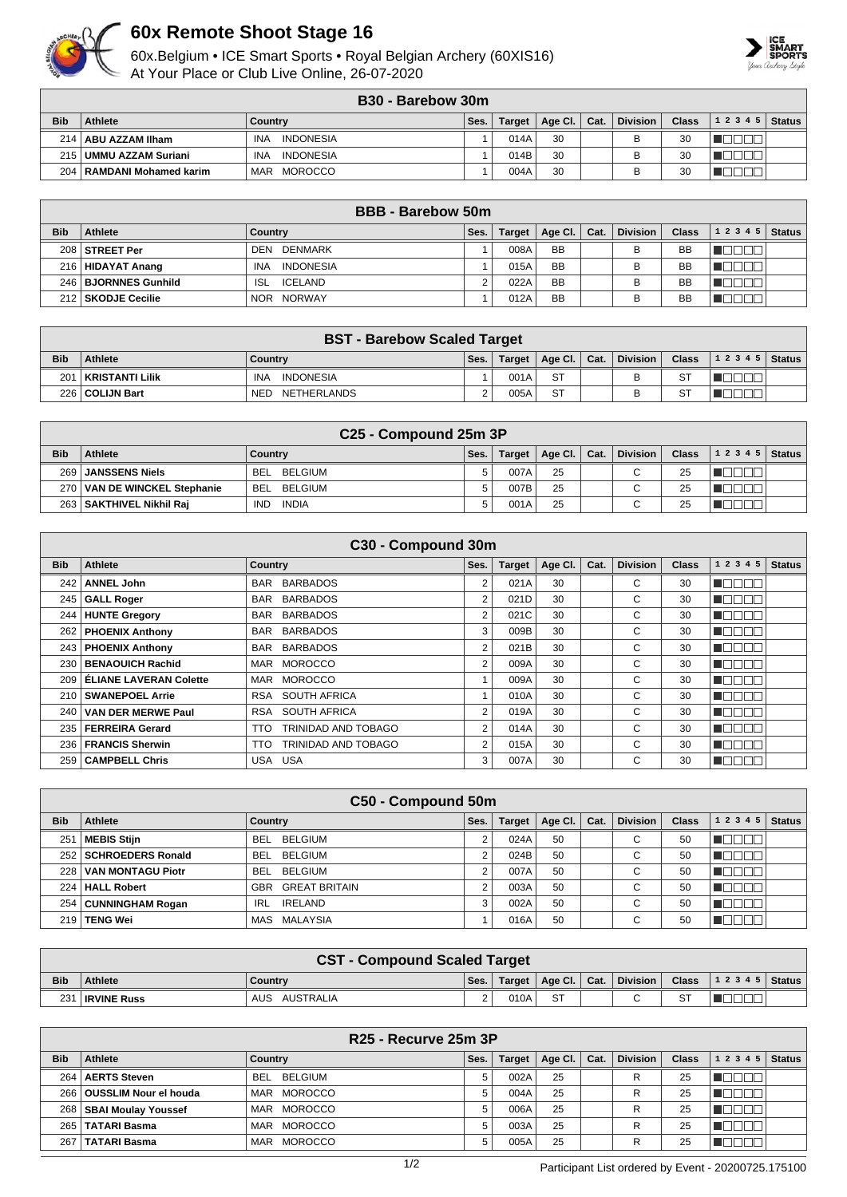# 60x Remote Shoot Stage 16

60x.Belgium • ICE Smart Sports • Royal Belgian Archery (60XIS16)
At Your Place or Club Live Online, 26-07-2020

## B30 - Barebow 30m

| Bib | Athlete | Country | Ses. | Target | Age Cl. | Cat. | Division | Class | 1 2 3 4 5 | Status |
|---|---|---|---|---|---|---|---|---|---|---|
| 214 | ABU AZZAM Ilham | INA INDONESIA | 1 | 014A | 30 | | B | 30 | | |
| 215 | UMMU AZZAM Suriani | INA INDONESIA | 1 | 014B | 30 | | B | 30 | | |
| 204 | RAMDANI Mohamed karim | MAR MOROCCO | 1 | 004A | 30 | | B | 30 | | |

## BBB - Barebow 50m

| Bib | Athlete | Country | Ses. | Target | Age Cl. | Cat. | Division | Class | 1 2 3 4 5 | Status |
|---|---|---|---|---|---|---|---|---|---|---|
| 208 | STREET Per | DEN DENMARK | 1 | 008A | BB | | B | BB | | |
| 216 | HIDAYAT Anang | INA INDONESIA | 1 | 015A | BB | | B | BB | | |
| 246 | BJORNNES Gunhild | ISL ICELAND | 2 | 022A | BB | | B | BB | | |
| 212 | SKODJE Cecilie | NOR NORWAY | 1 | 012A | BB | | B | BB | | |

## BST - Barebow Scaled Target

| Bib | Athlete | Country | Ses. | Target | Age Cl. | Cat. | Division | Class | 1 2 3 4 5 | Status |
|---|---|---|---|---|---|---|---|---|---|---|
| 201 | KRISTANTI Lilik | INA INDONESIA | 1 | 001A | ST | | B | ST | | |
| 226 | COLIJN Bart | NED NETHERLANDS | 2 | 005A | ST | | B | ST | | |

## C25 - Compound 25m 3P

| Bib | Athlete | Country | Ses. | Target | Age Cl. | Cat. | Division | Class | 1 2 3 4 5 | Status |
|---|---|---|---|---|---|---|---|---|---|---|
| 269 | JANSSENS Niels | BEL BELGIUM | 5 | 007A | 25 | | C | 25 | | |
| 270 | VAN DE WINCKEL Stephanie | BEL BELGIUM | 5 | 007B | 25 | | C | 25 | | |
| 263 | SAKTHIVEL Nikhil Raj | IND INDIA | 5 | 001A | 25 | | C | 25 | | |

## C30 - Compound 30m

| Bib | Athlete | Country | Ses. | Target | Age Cl. | Cat. | Division | Class | 1 2 3 4 5 | Status |
|---|---|---|---|---|---|---|---|---|---|---|
| 242 | ANNEL John | BAR BARBADOS | 2 | 021A | 30 | | C | 30 | | |
| 245 | GALL Roger | BAR BARBADOS | 2 | 021D | 30 | | C | 30 | | |
| 244 | HUNTE Gregory | BAR BARBADOS | 2 | 021C | 30 | | C | 30 | | |
| 262 | PHOENIX Anthony | BAR BARBADOS | 3 | 009B | 30 | | C | 30 | | |
| 243 | PHOENIX Anthony | BAR BARBADOS | 2 | 021B | 30 | | C | 30 | | |
| 230 | BENAOUICH Rachid | MAR MOROCCO | 2 | 009A | 30 | | C | 30 | | |
| 209 | ÉLIANE LAVERAN Colette | MAR MOROCCO | 1 | 009A | 30 | | C | 30 | | |
| 210 | SWANEPOEL Arrie | RSA SOUTH AFRICA | 1 | 010A | 30 | | C | 30 | | |
| 240 | VAN DER MERWE Paul | RSA SOUTH AFRICA | 2 | 019A | 30 | | C | 30 | | |
| 235 | FERREIRA Gerard | TTO TRINIDAD AND TOBAGO | 2 | 014A | 30 | | C | 30 | | |
| 236 | FRANCIS Sherwin | TTO TRINIDAD AND TOBAGO | 2 | 015A | 30 | | C | 30 | | |
| 259 | CAMPBELL Chris | USA USA | 3 | 007A | 30 | | C | 30 | | |

## C50 - Compound 50m

| Bib | Athlete | Country | Ses. | Target | Age Cl. | Cat. | Division | Class | 1 2 3 4 5 | Status |
|---|---|---|---|---|---|---|---|---|---|---|
| 251 | MEBIS Stijn | BEL BELGIUM | 2 | 024A | 50 | | C | 50 | | |
| 252 | SCHROEDERS Ronald | BEL BELGIUM | 2 | 024B | 50 | | C | 50 | | |
| 228 | VAN MONTAGU Piotr | BEL BELGIUM | 2 | 007A | 50 | | C | 50 | | |
| 224 | HALL Robert | GBR GREAT BRITAIN | 2 | 003A | 50 | | C | 50 | | |
| 254 | CUNNINGHAM Rogan | IRL IRELAND | 3 | 002A | 50 | | C | 50 | | |
| 219 | TENG Wei | MAS MALAYSIA | 1 | 016A | 50 | | C | 50 | | |

## CST - Compound Scaled Target

| Bib | Athlete | Country | Ses. | Target | Age Cl. | Cat. | Division | Class | 1 2 3 4 5 | Status |
|---|---|---|---|---|---|---|---|---|---|---|
| 231 | IRVINE Russ | AUS AUSTRALIA | 2 | 010A | ST | | C | ST | | |

## R25 - Recurve 25m 3P

| Bib | Athlete | Country | Ses. | Target | Age Cl. | Cat. | Division | Class | 1 2 3 4 5 | Status |
|---|---|---|---|---|---|---|---|---|---|---|
| 264 | AERTS Steven | BEL BELGIUM | 5 | 002A | 25 | | R | 25 | | |
| 266 | OUSSLIM Nour el houda | MAR MOROCCO | 5 | 004A | 25 | | R | 25 | | |
| 268 | SBAI Moulay Youssef | MAR MOROCCO | 5 | 006A | 25 | | R | 25 | | |
| 265 | TATARI Basma | MAR MOROCCO | 5 | 003A | 25 | | R | 25 | | |
| 267 | TATARI Basma | MAR MOROCCO | 5 | 005A | 25 | | R | 25 | | |

Participant List ordered by Event - 20200725.175100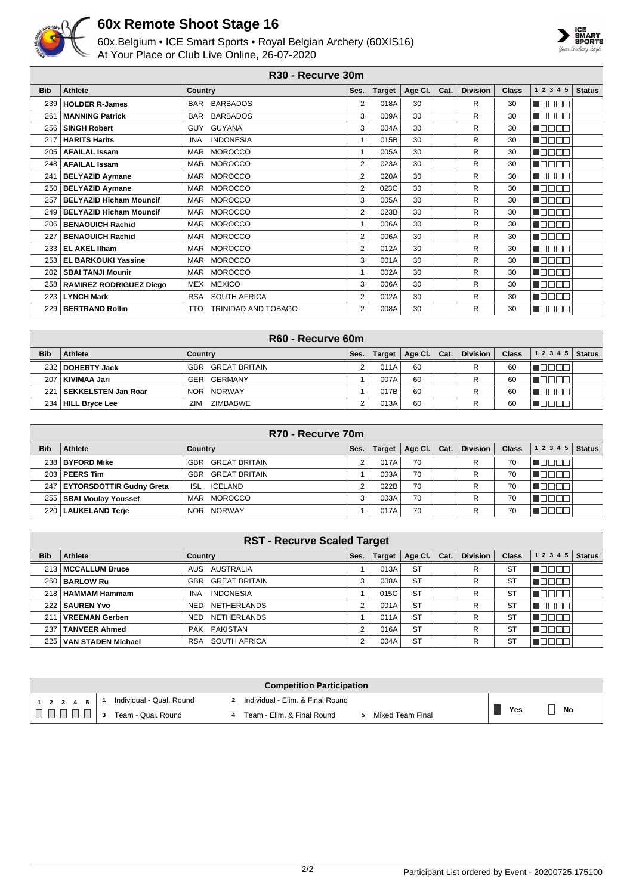# 60x Remote Shoot Stage 16

60x.Belgium • ICE Smart Sports • Royal Belgian Archery (60XIS16)
At Your Place or Club Live Online, 26-07-2020

## R30 - Recurve 30m

| Bib | Athlete | Country | Ses. | Target | Age Cl. | Cat. | Division | Class | 1 2 3 4 5 | Status |
|---|---|---|---|---|---|---|---|---|---|---|
| 239 | **HOLDER R-James** | BAR BARBADOS | 2 | 018A | 30 | | R | 30 | ■□□□□ | |
| 261 | **MANNING Patrick** | BAR BARBADOS | 3 | 009A | 30 | | R | 30 | ■□□□□ | |
| 256 | **SINGH Robert** | GUY GUYANA | 3 | 004A | 30 | | R | 30 | ■□□□□ | |
| 217 | **HARITS Harits** | INA INDONESIA | 1 | 015B | 30 | | R | 30 | ■□□□□ | |
| 205 | **AFAILAL Issam** | MAR MOROCCO | 1 | 005A | 30 | | R | 30 | ■□□□□ | |
| 248 | **AFAILAL Issam** | MAR MOROCCO | 2 | 023A | 30 | | R | 30 | ■□□□□ | |
| 241 | **BELYAZID Aymane** | MAR MOROCCO | 2 | 020A | 30 | | R | 30 | ■□□□□ | |
| 250 | **BELYAZID Aymane** | MAR MOROCCO | 2 | 023C | 30 | | R | 30 | ■□□□□ | |
| 257 | **BELYAZID Hicham Mouncif** | MAR MOROCCO | 3 | 005A | 30 | | R | 30 | ■□□□□ | |
| 249 | **BELYAZID Hicham Mouncif** | MAR MOROCCO | 2 | 023B | 30 | | R | 30 | ■□□□□ | |
| 206 | **BENAOUICH Rachid** | MAR MOROCCO | 1 | 006A | 30 | | R | 30 | ■□□□□ | |
| 227 | **BENAOUICH Rachid** | MAR MOROCCO | 2 | 006A | 30 | | R | 30 | ■□□□□ | |
| 233 | **EL AKEL Ilham** | MAR MOROCCO | 2 | 012A | 30 | | R | 30 | ■□□□□ | |
| 253 | **EL BARKOUKI Yassine** | MAR MOROCCO | 3 | 001A | 30 | | R | 30 | ■□□□□ | |
| 202 | **SBAI TANJI Mounir** | MAR MOROCCO | 1 | 002A | 30 | | R | 30 | ■□□□□ | |
| 258 | **RAMIREZ RODRIGUEZ Diego** | MEX MEXICO | 3 | 006A | 30 | | R | 30 | ■□□□□ | |
| 223 | **LYNCH Mark** | RSA SOUTH AFRICA | 2 | 002A | 30 | | R | 30 | ■□□□□ | |
| 229 | **BERTRAND Rollin** | TTO TRINIDAD AND TOBAGO | 2 | 008A | 30 | | R | 30 | ■□□□□ | |

## R60 - Recurve 60m

| Bib | Athlete | Country | Ses. | Target | Age Cl. | Cat. | Division | Class | 1 2 3 4 5 | Status |
|---|---|---|---|---|---|---|---|---|---|---|
| 232 | **DOHERTY Jack** | GBR GREAT BRITAIN | 2 | 011A | 60 | | R | 60 | ■□□□□ | |
| 207 | **KIVIMAA Jari** | GER GERMANY | 1 | 007A | 60 | | R | 60 | ■□□□□ | |
| 221 | **SEKKELSTEN Jan Roar** | NOR NORWAY | 1 | 017B | 60 | | R | 60 | ■□□□□ | |
| 234 | **HILL Bryce Lee** | ZIM ZIMBABWE | 2 | 013A | 60 | | R | 60 | ■□□□□ | |

## R70 - Recurve 70m

| Bib | Athlete | Country | Ses. | Target | Age Cl. | Cat. | Division | Class | 1 2 3 4 5 | Status |
|---|---|---|---|---|---|---|---|---|---|---|
| 238 | **BYFORD Mike** | GBR GREAT BRITAIN | 2 | 017A | 70 | | R | 70 | ■□□□□ | |
| 203 | **PEERS Tim** | GBR GREAT BRITAIN | 1 | 003A | 70 | | R | 70 | ■□□□□ | |
| 247 | **EYTORSDOTTIR Gudny Greta** | ISL ICELAND | 2 | 022B | 70 | | R | 70 | ■□□□□ | |
| 255 | **SBAI Moulay Youssef** | MAR MOROCCO | 3 | 003A | 70 | | R | 70 | ■□□□□ | |
| 220 | **LAUKELAND Terje** | NOR NORWAY | 1 | 017A | 70 | | R | 70 | ■□□□□ | |

## RST - Recurve Scaled Target

| Bib | Athlete | Country | Ses. | Target | Age Cl. | Cat. | Division | Class | 1 2 3 4 5 | Status |
|---|---|---|---|---|---|---|---|---|---|---|
| 213 | **MCCALLUM Bruce** | AUS AUSTRALIA | 1 | 013A | ST | | R | ST | ■□□□□ | |
| 260 | **BARLOW Ru** | GBR GREAT BRITAIN | 3 | 008A | ST | | R | ST | ■□□□□ | |
| 218 | **HAMMAM Hammam** | INA INDONESIA | 1 | 015C | ST | | R | ST | ■□□□□ | |
| 222 | **SAUREN Yvo** | NED NETHERLANDS | 2 | 001A | ST | | R | ST | ■□□□□ | |
| 211 | **VREEMAN Gerben** | NED NETHERLANDS | 1 | 011A | ST | | R | ST | ■□□□□ | |
| 237 | **TANVEER Ahmed** | PAK PAKISTAN | 2 | 016A | ST | | R | ST | ■□□□□ | |
| 225 | **VAN STADEN Michael** | RSA SOUTH AFRICA | 2 | 004A | ST | | R | ST | ■□□□□ | |

## Competition Participation

| 1 2 3 4 5 | | | | |
|---|---|---|---|---|
| □□□□□ | 1 Individual - Qual. Round | 2 Individual - Elim. & Final Round | | ■ Yes □ No |
| | 3 Team - Qual. Round | 4 Team - Elim. & Final Round | 5 Mixed Team Final | |

Participant List ordered by Event - 20200725.175100